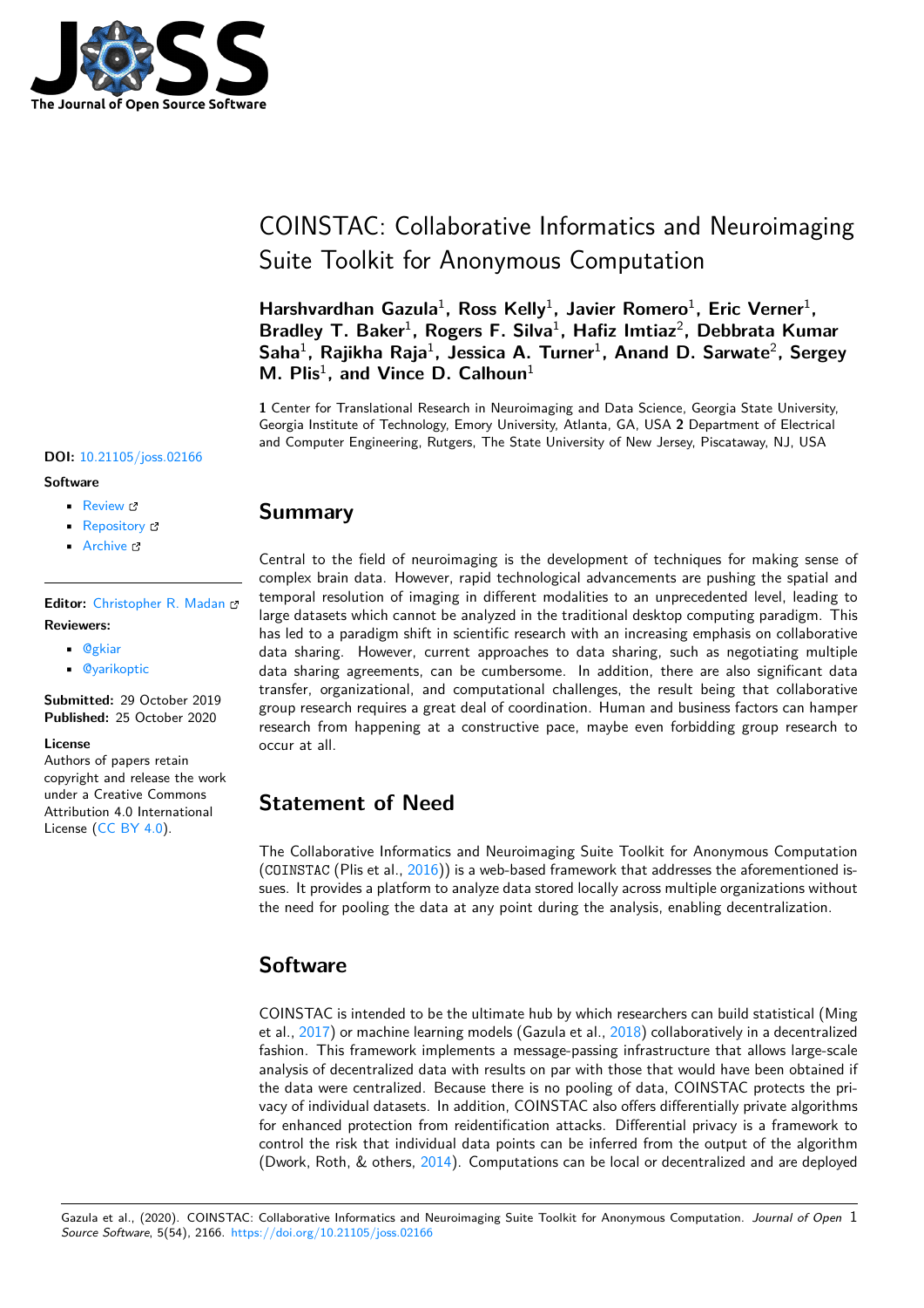# COINSTAC: Collaborative Informatics and Neuroimaging Suite Toolkit for Anonymous Computation

**Harshvardhan Gazula[1], Ross Kelly[1], Javier Romero[1], Eric Verner[1], Bradley T. Baker[1], Rogers F. Silva[1], Hafiz Imtiaz[2], Debbrata Kumar Saha[1], Rajikha Raja[1], Jessica A. Turner[1], Anand D. Sarwate[2], Sergey M. Plis[1], and Vince D. Calhoun[1]**

**1** Center for Translational Research in Neuroimaging and Data Science, Georgia State University, Georgia Institute of Technology, Emory University, Atlanta, GA, USA **2** Department of Electrical and Computer Engineering, Rutgers, The State University of New Jersey, Piscataway, NJ, USA

**DOI:** 10.21105/joss.02166

**Software**

- Review
- Repository
- Archive

**Editor:** Christopher R. Madan

**Reviewers:**

- @gkiar
- @yarikoptic

**Submitted:** 29 October 2019
**Published:** 25 October 2020

**License**
Authors of papers retain copyright and release the work under a Creative Commons Attribution 4.0 International License (CC BY 4.0).

## Summary

Central to the field of neuroimaging is the development of techniques for making sense of complex brain data. However, rapid technological advancements are pushing the spatial and temporal resolution of imaging in different modalities to an unprecedented level, leading to large datasets which cannot be analyzed in the traditional desktop computing paradigm. This has led to a paradigm shift in scientific research with an increasing emphasis on collaborative data sharing. However, current approaches to data sharing, such as negotiating multiple data sharing agreements, can be cumbersome. In addition, there are also significant data transfer, organizational, and computational challenges, the result being that collaborative group research requires a great deal of coordination. Human and business factors can hamper research from happening at a constructive pace, maybe even forbidding group research to occur at all.

## Statement of Need

The Collaborative Informatics and Neuroimaging Suite Toolkit for Anonymous Computation (`COINSTAC` (Plis et al., 2016)) is a web-based framework that addresses the aforementioned issues. It provides a platform to analyze data stored locally across multiple organizations without the need for pooling the data at any point during the analysis, enabling decentralization.

## Software

COINSTAC is intended to be the ultimate hub by which researchers can build statistical (Ming et al., 2017) or machine learning models (Gazula et al., 2018) collaboratively in a decentralized fashion. This framework implements a message-passing infrastructure that allows large-scale analysis of decentralized data with results on par with those that would have been obtained if the data were centralized. Because there is no pooling of data, COINSTAC protects the privacy of individual datasets. In addition, COINSTAC also offers differentially private algorithms for enhanced protection from reidentification attacks. Differential privacy is a framework to control the risk that individual data points can be inferred from the output of the algorithm (Dwork, Roth, & others, 2014). Computations can be local or decentralized and are deployed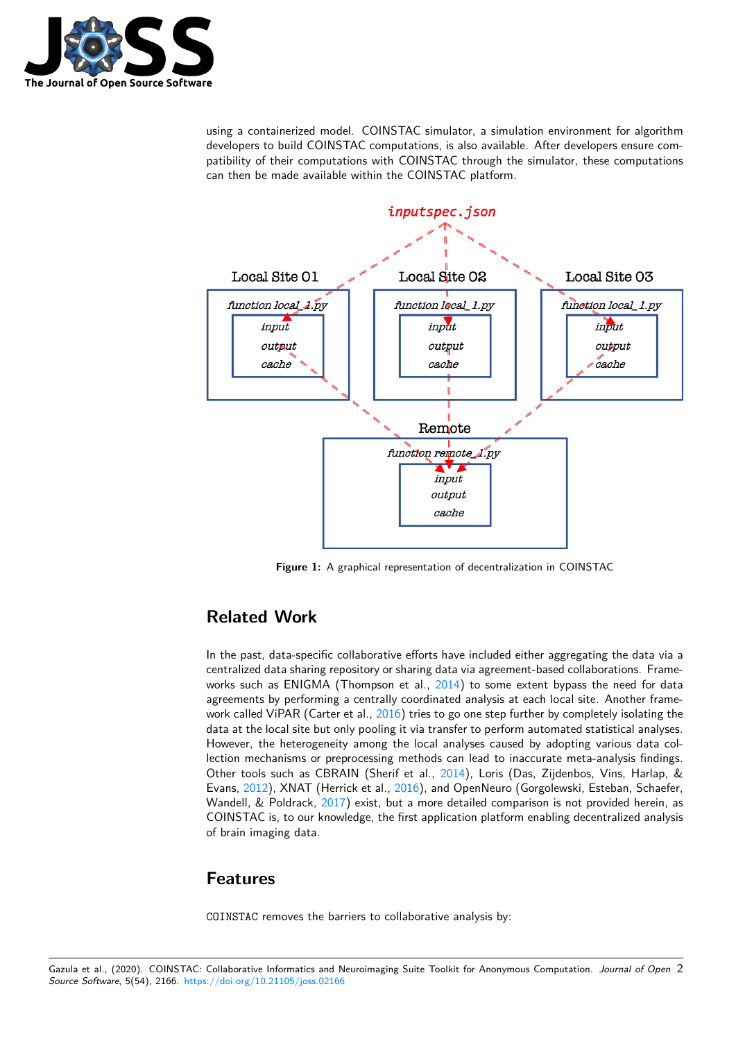using a containerized model. COINSTAC simulator, a simulation environment for algorithm developers to build COINSTAC computations, is also available. After developers ensure compatibility of their computations with COINSTAC through the simulator, these computations can then be made available within the COINSTAC platform.

Figure 1: A graphical representation of decentralization in COINSTAC

## Related Work

In the past, data-specific collaborative efforts have included either aggregating the data via a centralized data sharing repository or sharing data via agreement-based collaborations. Frameworks such as ENIGMA (Thompson et al., 2014) to some extent bypass the need for data agreements by performing a centrally coordinated analysis at each local site. Another framework called ViPAR (Carter et al., 2016) tries to go one step further by completely isolating the data at the local site but only pooling it via transfer to perform automated statistical analyses. However, the heterogeneity among the local analyses caused by adopting various data collection mechanisms or preprocessing methods can lead to inaccurate meta-analysis findings. Other tools such as CBRAIN (Sherif et al., 2014), Loris (Das, Zijdenbos, Vins, Harlap, & Evans, 2012), XNAT (Herrick et al., 2016), and OpenNeuro (Gorgolewski, Esteban, Schaefer, Wandell, & Poldrack, 2017) exist, but a more detailed comparison is not provided herein, as COINSTAC is, to our knowledge, the first application platform enabling decentralized analysis of brain imaging data.

## Features

`COINSTAC` removes the barriers to collaborative analysis by: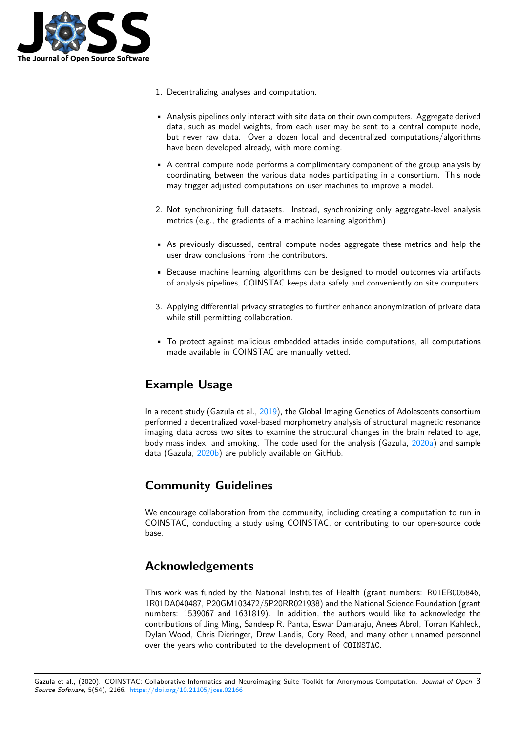1. Decentralizing analyses and computation.

- Analysis pipelines only interact with site data on their own computers. Aggregate derived data, such as model weights, from each user may be sent to a central compute node, but never raw data. Over a dozen local and decentralized computations/algorithms have been developed already, with more coming.
- A central compute node performs a complimentary component of the group analysis by coordinating between the various data nodes participating in a consortium. This node may trigger adjusted computations on user machines to improve a model.

2. Not synchronizing full datasets. Instead, synchronizing only aggregate-level analysis metrics (e.g., the gradients of a machine learning algorithm)

- As previously discussed, central compute nodes aggregate these metrics and help the user draw conclusions from the contributors.
- Because machine learning algorithms can be designed to model outcomes via artifacts of analysis pipelines, COINSTAC keeps data safely and conveniently on site computers.

3. Applying differential privacy strategies to further enhance anonymization of private data while still permitting collaboration.

- To protect against malicious embedded attacks inside computations, all computations made available in COINSTAC are manually vetted.

## Example Usage

In a recent study (Gazula et al., 2019), the Global Imaging Genetics of Adolescents consortium performed a decentralized voxel-based morphometry analysis of structural magnetic resonance imaging data across two sites to examine the structural changes in the brain related to age, body mass index, and smoking. The code used for the analysis (Gazula, 2020a) and sample data (Gazula, 2020b) are publicly available on GitHub.

## Community Guidelines

We encourage collaboration from the community, including creating a computation to run in COINSTAC, conducting a study using COINSTAC, or contributing to our open-source code base.

## Acknowledgements

This work was funded by the National Institutes of Health (grant numbers: R01EB005846, 1R01DA040487, P20GM103472/5P20RR021938) and the National Science Foundation (grant numbers: 1539067 and 1631819). In addition, the authors would like to acknowledge the contributions of Jing Ming, Sandeep R. Panta, Eswar Damaraju, Anees Abrol, Torran Kahleck, Dylan Wood, Chris Dieringer, Drew Landis, Cory Reed, and many other unnamed personnel over the years who contributed to the development of `COINSTAC`.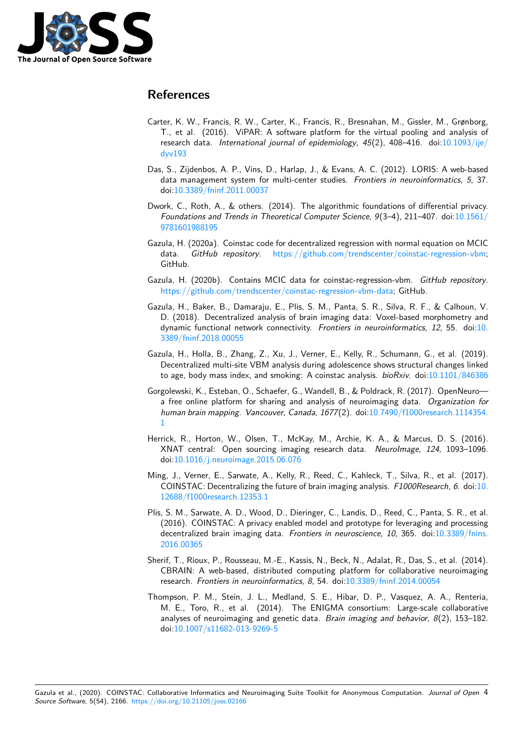## References

Carter, K. W., Francis, R. W., Carter, K., Francis, R., Bresnahan, M., Gissler, M., Grønborg, T., et al. (2016). ViPAR: A software platform for the virtual pooling and analysis of research data. *International journal of epidemiology*, *45*(2), 408–416. doi:10.1093/ije/dyv193

Das, S., Zijdenbos, A. P., Vins, D., Harlap, J., & Evans, A. C. (2012). LORIS: A web-based data management system for multi-center studies. *Frontiers in neuroinformatics*, *5*, 37. doi:10.3389/fninf.2011.00037

Dwork, C., Roth, A., & others. (2014). The algorithmic foundations of differential privacy. *Foundations and Trends in Theoretical Computer Science*, *9*(3–4), 211–407. doi:10.1561/9781601988195

Gazula, H. (2020a). Coinstac code for decentralized regression with normal equation on MCIC data. *GitHub repository*. https://github.com/trendscenter/coinstac-regression-vbm; GitHub.

Gazula, H. (2020b). Contains MCIC data for coinstac-regression-vbm. *GitHub repository*. https://github.com/trendscenter/coinstac-regression-vbm-data; GitHub.

Gazula, H., Baker, B., Damaraju, E., Plis, S. M., Panta, S. R., Silva, R. F., & Calhoun, V. D. (2018). Decentralized analysis of brain imaging data: Voxel-based morphometry and dynamic functional network connectivity. *Frontiers in neuroinformatics*, *12*, 55. doi:10.3389/fninf.2018.00055

Gazula, H., Holla, B., Zhang, Z., Xu, J., Verner, E., Kelly, R., Schumann, G., et al. (2019). Decentralized multi-site VBM analysis during adolescence shows structural changes linked to age, body mass index, and smoking: A coinstac analysis. *bioRxiv*. doi:10.1101/846386

Gorgolewski, K., Esteban, O., Schaefer, G., Wandell, B., & Poldrack, R. (2017). OpenNeuro—a free online platform for sharing and analysis of neuroimaging data. *Organization for human brain mapping. Vancouver, Canada*, *1677*(2). doi:10.7490/f1000research.1114354.1

Herrick, R., Horton, W., Olsen, T., McKay, M., Archie, K. A., & Marcus, D. S. (2016). XNAT central: Open sourcing imaging research data. *NeuroImage*, *124*, 1093–1096. doi:10.1016/j.neuroimage.2015.06.076

Ming, J., Verner, E., Sarwate, A., Kelly, R., Reed, C., Kahleck, T., Silva, R., et al. (2017). COINSTAC: Decentralizing the future of brain imaging analysis. *F1000Research*, *6*. doi:10.12688/f1000research.12353.1

Plis, S. M., Sarwate, A. D., Wood, D., Dieringer, C., Landis, D., Reed, C., Panta, S. R., et al. (2016). COINSTAC: A privacy enabled model and prototype for leveraging and processing decentralized brain imaging data. *Frontiers in neuroscience*, *10*, 365. doi:10.3389/fnins.2016.00365

Sherif, T., Rioux, P., Rousseau, M.-E., Kassis, N., Beck, N., Adalat, R., Das, S., et al. (2014). CBRAIN: A web-based, distributed computing platform for collaborative neuroimaging research. *Frontiers in neuroinformatics*, *8*, 54. doi:10.3389/fninf.2014.00054

Thompson, P. M., Stein, J. L., Medland, S. E., Hibar, D. P., Vasquez, A. A., Renteria, M. E., Toro, R., et al. (2014). The ENIGMA consortium: Large-scale collaborative analyses of neuroimaging and genetic data. *Brain imaging and behavior*, *8*(2), 153–182. doi:10.1007/s11682-013-9269-5